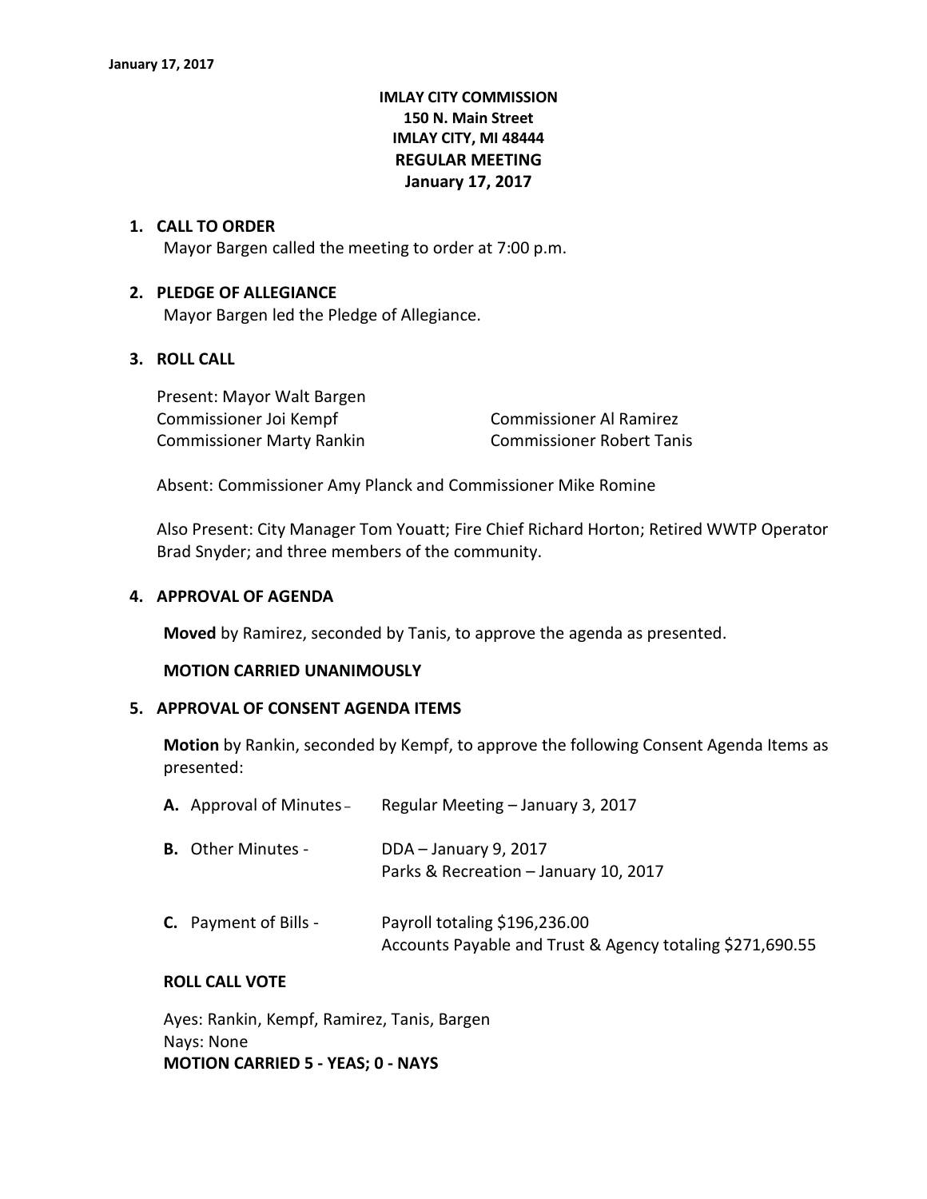**IMLAY CITY COMMISSION**
**150 N. Main Street**
**IMLAY CITY, MI 48444**
**REGULAR MEETING**
**January 17, 2017**

1. **CALL TO ORDER**

   Mayor Bargen called the meeting to order at 7:00 p.m.

2. **PLEDGE OF ALLEGIANCE**

   Mayor Bargen led the Pledge of Allegiance.

3. **ROLL CALL**

   Present: Mayor Walt Bargen
   Commissioner Joi Kempf
   Commissioner Al Ramirez
   Commissioner Marty Rankin
   Commissioner Robert Tanis

   Absent: Commissioner Amy Planck and Commissioner Mike Romine

   Also Present: City Manager Tom Youatt; Fire Chief Richard Horton; Retired WWTP Operator Brad Snyder; and three members of the community.

4. **APPROVAL OF AGENDA**

   **Moved** by Ramirez, seconded by Tanis, to approve the agenda as presented.

   **MOTION CARRIED UNANIMOUSLY**

5. **APPROVAL OF CONSENT AGENDA ITEMS**

   **Motion** by Rankin, seconded by Kempf, to approve the following Consent Agenda Items as presented:

   **A.** Approval of Minutes – Regular Meeting – January 3, 2017

   **B.** Other Minutes - DDA – January 9, 2017
   Parks & Recreation – January 10, 2017

   **C.** Payment of Bills - Payroll totaling $196,236.00
   Accounts Payable and Trust & Agency totaling $271,690.55

   **ROLL CALL VOTE**

   Ayes: Rankin, Kempf, Ramirez, Tanis, Bargen
   Nays: None
   **MOTION CARRIED 5 - YEAS; 0 - NAYS**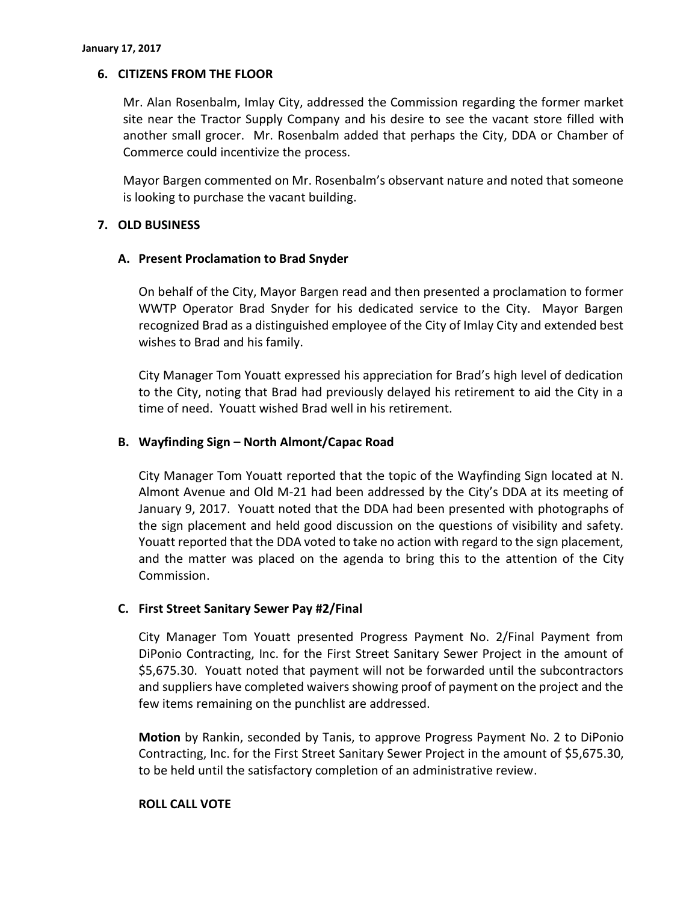## 6. CITIZENS FROM THE FLOOR

Mr. Alan Rosenbalm, Imlay City, addressed the Commission regarding the former market site near the Tractor Supply Company and his desire to see the vacant store filled with another small grocer. Mr. Rosenbalm added that perhaps the City, DDA or Chamber of Commerce could incentivize the process.

Mayor Bargen commented on Mr. Rosenbalm's observant nature and noted that someone is looking to purchase the vacant building.

## 7. OLD BUSINESS

### A. Present Proclamation to Brad Snyder

On behalf of the City, Mayor Bargen read and then presented a proclamation to former WWTP Operator Brad Snyder for his dedicated service to the City. Mayor Bargen recognized Brad as a distinguished employee of the City of Imlay City and extended best wishes to Brad and his family.

City Manager Tom Youatt expressed his appreciation for Brad's high level of dedication to the City, noting that Brad had previously delayed his retirement to aid the City in a time of need. Youatt wished Brad well in his retirement.

### B. Wayfinding Sign – North Almont/Capac Road

City Manager Tom Youatt reported that the topic of the Wayfinding Sign located at N. Almont Avenue and Old M-21 had been addressed by the City's DDA at its meeting of January 9, 2017. Youatt noted that the DDA had been presented with photographs of the sign placement and held good discussion on the questions of visibility and safety. Youatt reported that the DDA voted to take no action with regard to the sign placement, and the matter was placed on the agenda to bring this to the attention of the City Commission.

### C. First Street Sanitary Sewer Pay #2/Final

City Manager Tom Youatt presented Progress Payment No. 2/Final Payment from DiPonio Contracting, Inc. for the First Street Sanitary Sewer Project in the amount of $5,675.30. Youatt noted that payment will not be forwarded until the subcontractors and suppliers have completed waivers showing proof of payment on the project and the few items remaining on the punchlist are addressed.

**Motion** by Rankin, seconded by Tanis, to approve Progress Payment No. 2 to DiPonio Contracting, Inc. for the First Street Sanitary Sewer Project in the amount of $5,675.30, to be held until the satisfactory completion of an administrative review.

**ROLL CALL VOTE**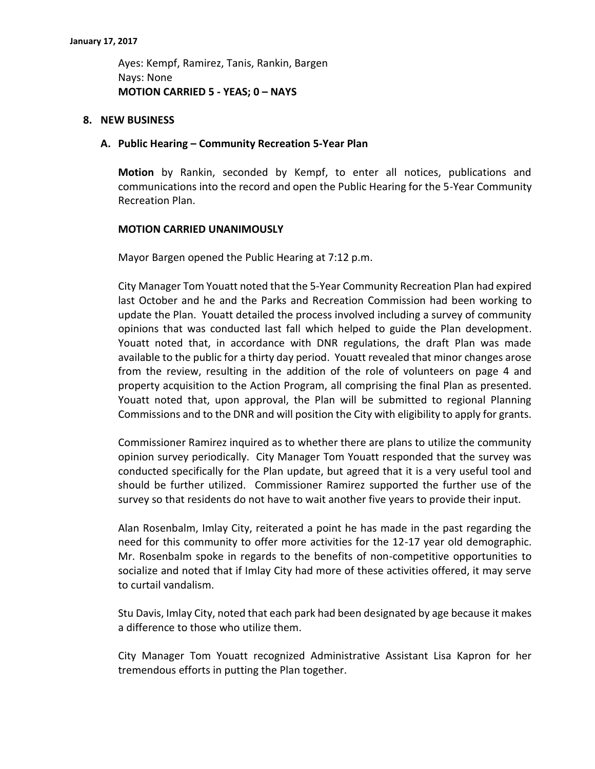Ayes: Kempf, Ramirez, Tanis, Rankin, Bargen
Nays: None
**MOTION CARRIED 5 - YEAS; 0 – NAYS**

## 8. NEW BUSINESS

### A. Public Hearing – Community Recreation 5-Year Plan

**Motion** by Rankin, seconded by Kempf, to enter all notices, publications and communications into the record and open the Public Hearing for the 5-Year Community Recreation Plan.

**MOTION CARRIED UNANIMOUSLY**

Mayor Bargen opened the Public Hearing at 7:12 p.m.

City Manager Tom Youatt noted that the 5-Year Community Recreation Plan had expired last October and he and the Parks and Recreation Commission had been working to update the Plan. Youatt detailed the process involved including a survey of community opinions that was conducted last fall which helped to guide the Plan development. Youatt noted that, in accordance with DNR regulations, the draft Plan was made available to the public for a thirty day period. Youatt revealed that minor changes arose from the review, resulting in the addition of the role of volunteers on page 4 and property acquisition to the Action Program, all comprising the final Plan as presented. Youatt noted that, upon approval, the Plan will be submitted to regional Planning Commissions and to the DNR and will position the City with eligibility to apply for grants.

Commissioner Ramirez inquired as to whether there are plans to utilize the community opinion survey periodically. City Manager Tom Youatt responded that the survey was conducted specifically for the Plan update, but agreed that it is a very useful tool and should be further utilized. Commissioner Ramirez supported the further use of the survey so that residents do not have to wait another five years to provide their input.

Alan Rosenbalm, Imlay City, reiterated a point he has made in the past regarding the need for this community to offer more activities for the 12-17 year old demographic. Mr. Rosenbalm spoke in regards to the benefits of non-competitive opportunities to socialize and noted that if Imlay City had more of these activities offered, it may serve to curtail vandalism.

Stu Davis, Imlay City, noted that each park had been designated by age because it makes a difference to those who utilize them.

City Manager Tom Youatt recognized Administrative Assistant Lisa Kapron for her tremendous efforts in putting the Plan together.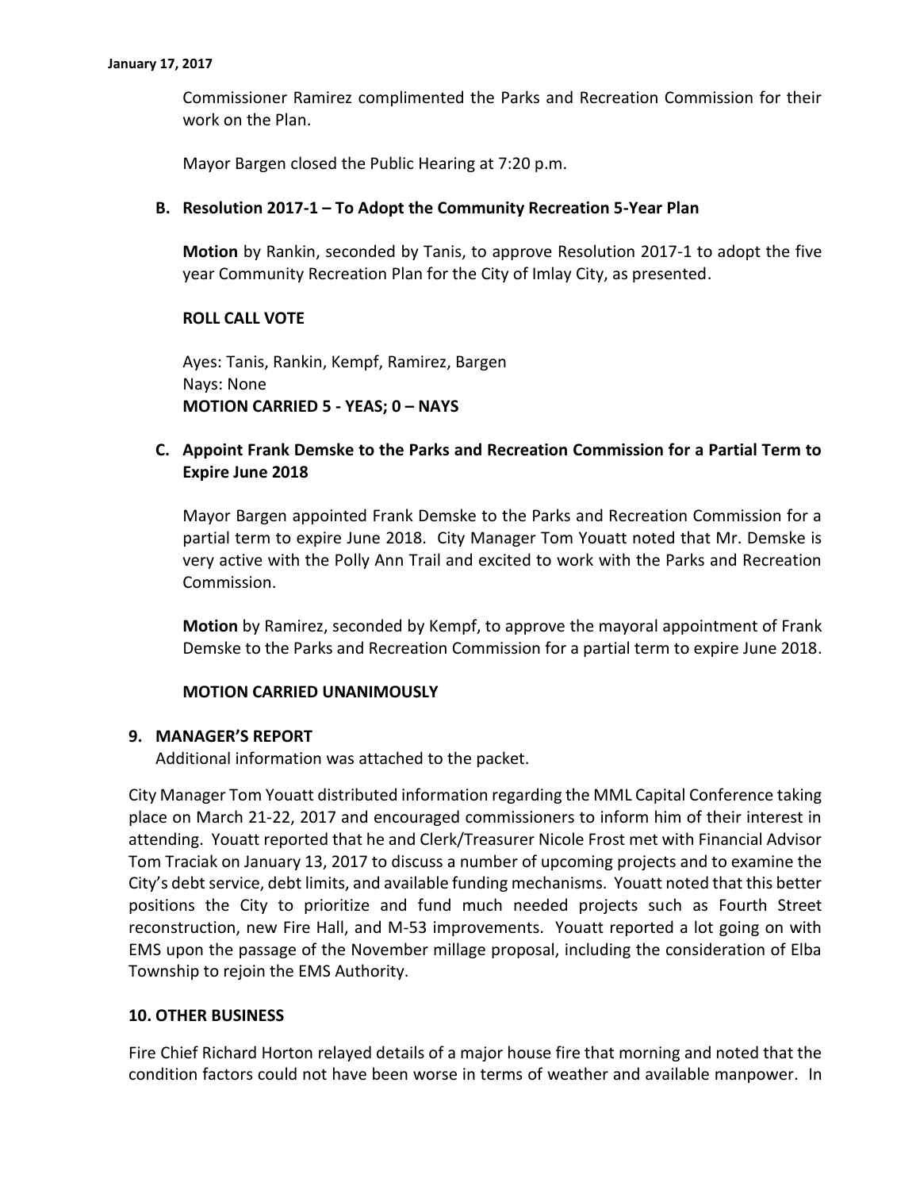Commissioner Ramirez complimented the Parks and Recreation Commission for their work on the Plan.

Mayor Bargen closed the Public Hearing at 7:20 p.m.

### B. Resolution 2017-1 – To Adopt the Community Recreation 5-Year Plan

**Motion** by Rankin, seconded by Tanis, to approve Resolution 2017-1 to adopt the five year Community Recreation Plan for the City of Imlay City, as presented.

**ROLL CALL VOTE**

Ayes: Tanis, Rankin, Kempf, Ramirez, Bargen
Nays: None
**MOTION CARRIED 5 - YEAS; 0 – NAYS**

### C. Appoint Frank Demske to the Parks and Recreation Commission for a Partial Term to Expire June 2018

Mayor Bargen appointed Frank Demske to the Parks and Recreation Commission for a partial term to expire June 2018. City Manager Tom Youatt noted that Mr. Demske is very active with the Polly Ann Trail and excited to work with the Parks and Recreation Commission.

**Motion** by Ramirez, seconded by Kempf, to approve the mayoral appointment of Frank Demske to the Parks and Recreation Commission for a partial term to expire June 2018.

**MOTION CARRIED UNANIMOUSLY**

## 9. MANAGER'S REPORT

Additional information was attached to the packet.

City Manager Tom Youatt distributed information regarding the MML Capital Conference taking place on March 21-22, 2017 and encouraged commissioners to inform him of their interest in attending. Youatt reported that he and Clerk/Treasurer Nicole Frost met with Financial Advisor Tom Traciak on January 13, 2017 to discuss a number of upcoming projects and to examine the City's debt service, debt limits, and available funding mechanisms. Youatt noted that this better positions the City to prioritize and fund much needed projects such as Fourth Street reconstruction, new Fire Hall, and M-53 improvements. Youatt reported a lot going on with EMS upon the passage of the November millage proposal, including the consideration of Elba Township to rejoin the EMS Authority.

## 10. OTHER BUSINESS

Fire Chief Richard Horton relayed details of a major house fire that morning and noted that the condition factors could not have been worse in terms of weather and available manpower. In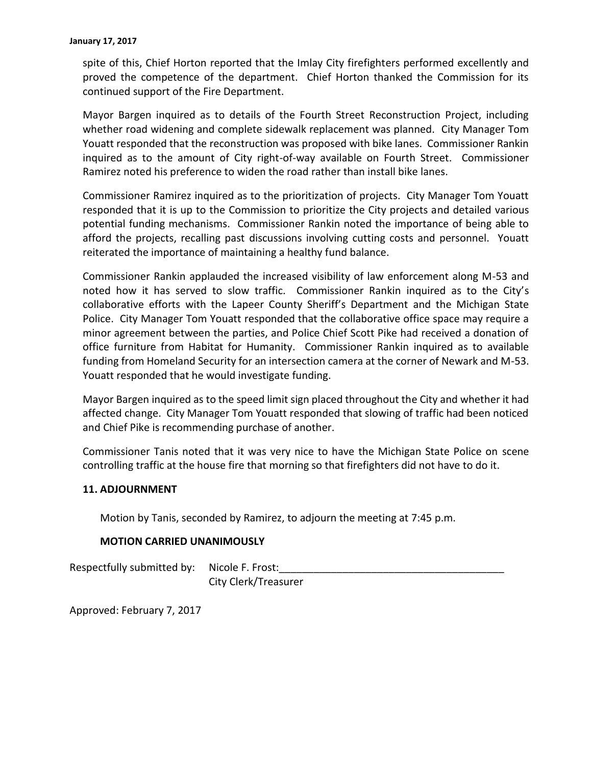spite of this, Chief Horton reported that the Imlay City firefighters performed excellently and proved the competence of the department. Chief Horton thanked the Commission for its continued support of the Fire Department.

Mayor Bargen inquired as to details of the Fourth Street Reconstruction Project, including whether road widening and complete sidewalk replacement was planned. City Manager Tom Youatt responded that the reconstruction was proposed with bike lanes. Commissioner Rankin inquired as to the amount of City right-of-way available on Fourth Street. Commissioner Ramirez noted his preference to widen the road rather than install bike lanes.

Commissioner Ramirez inquired as to the prioritization of projects. City Manager Tom Youatt responded that it is up to the Commission to prioritize the City projects and detailed various potential funding mechanisms. Commissioner Rankin noted the importance of being able to afford the projects, recalling past discussions involving cutting costs and personnel. Youatt reiterated the importance of maintaining a healthy fund balance.

Commissioner Rankin applauded the increased visibility of law enforcement along M-53 and noted how it has served to slow traffic. Commissioner Rankin inquired as to the City's collaborative efforts with the Lapeer County Sheriff's Department and the Michigan State Police. City Manager Tom Youatt responded that the collaborative office space may require a minor agreement between the parties, and Police Chief Scott Pike had received a donation of office furniture from Habitat for Humanity. Commissioner Rankin inquired as to available funding from Homeland Security for an intersection camera at the corner of Newark and M-53. Youatt responded that he would investigate funding.

Mayor Bargen inquired as to the speed limit sign placed throughout the City and whether it had affected change. City Manager Tom Youatt responded that slowing of traffic had been noticed and Chief Pike is recommending purchase of another.

Commissioner Tanis noted that it was very nice to have the Michigan State Police on scene controlling traffic at the house fire that morning so that firefighters did not have to do it.

### 11. ADJOURNMENT

Motion by Tanis, seconded by Ramirez, to adjourn the meeting at 7:45 p.m.

**MOTION CARRIED UNANIMOUSLY**

Respectfully submitted by: Nicole F. Frost:\_\_\_\_\_\_\_\_\_\_\_\_\_\_\_\_\_\_\_\_\_\_\_\_\_\_\_\_\_\_\_\_\_\_\_\_\_\_\_
City Clerk/Treasurer

Approved: February 7, 2017